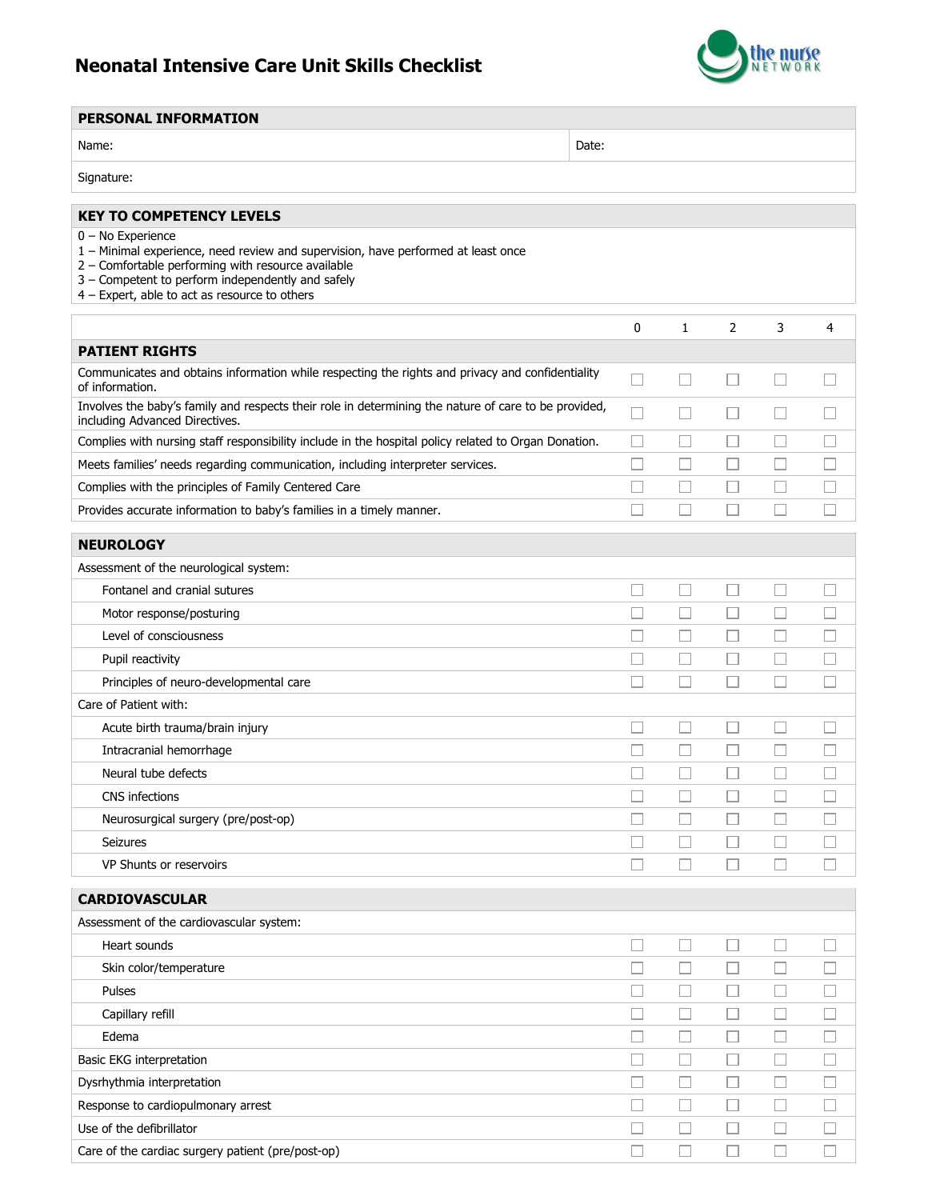# Neonatal Intensive Care Unit Skills Checklist

| PERSONAL INFORMATION | |
|---|---|
| Name: | Date: |
| Signature: | |

**KEY TO COMPETENCY LEVELS**

0 – No Experience
1 – Minimal experience, need review and supervision, have performed at least once
2 – Comfortable performing with resource available
3 – Competent to perform independently and safely
4 – Expert, able to act as resource to others

| | 0 | 1 | 2 | 3 | 4 |
|---|---|---|---|---|---|
| **PATIENT RIGHTS** | | | | | |
| Communicates and obtains information while respecting the rights and privacy and confidentiality of information. | ☐ | ☐ | ☐ | ☐ | ☐ |
| Involves the baby's family and respects their role in determining the nature of care to be provided, including Advanced Directives. | ☐ | ☐ | ☐ | ☐ | ☐ |
| Complies with nursing staff responsibility include in the hospital policy related to Organ Donation. | ☐ | ☐ | ☐ | ☐ | ☐ |
| Meets families' needs regarding communication, including interpreter services. | ☐ | ☐ | ☐ | ☐ | ☐ |
| Complies with the principles of Family Centered Care | ☐ | ☐ | ☐ | ☐ | ☐ |
| Provides accurate information to baby's families in a timely manner. | ☐ | ☐ | ☐ | ☐ | ☐ |
| **NEUROLOGY** | | | | | |
| Assessment of the neurological system: | | | | | |
| Fontanel and cranial sutures | ☐ | ☐ | ☐ | ☐ | ☐ |
| Motor response/posturing | ☐ | ☐ | ☐ | ☐ | ☐ |
| Level of consciousness | ☐ | ☐ | ☐ | ☐ | ☐ |
| Pupil reactivity | ☐ | ☐ | ☐ | ☐ | ☐ |
| Principles of neuro-developmental care | ☐ | ☐ | ☐ | ☐ | ☐ |
| Care of Patient with: | | | | | |
| Acute birth trauma/brain injury | ☐ | ☐ | ☐ | ☐ | ☐ |
| Intracranial hemorrhage | ☐ | ☐ | ☐ | ☐ | ☐ |
| Neural tube defects | ☐ | ☐ | ☐ | ☐ | ☐ |
| CNS infections | ☐ | ☐ | ☐ | ☐ | ☐ |
| Neurosurgical surgery (pre/post-op) | ☐ | ☐ | ☐ | ☐ | ☐ |
| Seizures | ☐ | ☐ | ☐ | ☐ | ☐ |
| VP Shunts or reservoirs | ☐ | ☐ | ☐ | ☐ | ☐ |
| **CARDIOVASCULAR** | | | | | |
| Assessment of the cardiovascular system: | | | | | |
| Heart sounds | ☐ | ☐ | ☐ | ☐ | ☐ |
| Skin color/temperature | ☐ | ☐ | ☐ | ☐ | ☐ |
| Pulses | ☐ | ☐ | ☐ | ☐ | ☐ |
| Capillary refill | ☐ | ☐ | ☐ | ☐ | ☐ |
| Edema | ☐ | ☐ | ☐ | ☐ | ☐ |
| Basic EKG interpretation | ☐ | ☐ | ☐ | ☐ | ☐ |
| Dysrhythmia interpretation | ☐ | ☐ | ☐ | ☐ | ☐ |
| Response to cardiopulmonary arrest | ☐ | ☐ | ☐ | ☐ | ☐ |
| Use of the defibrillator | ☐ | ☐ | ☐ | ☐ | ☐ |
| Care of the cardiac surgery patient (pre/post-op) | ☐ | ☐ | ☐ | ☐ | ☐ |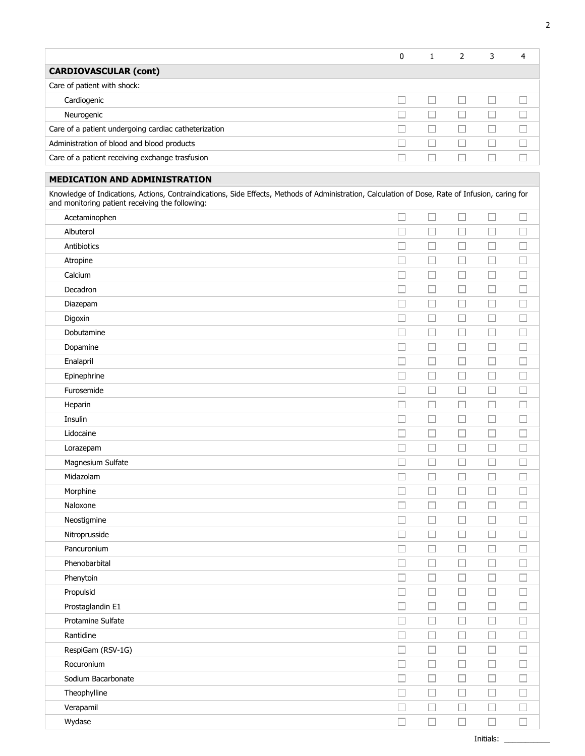| | 0 | 1 | 2 | 3 | 4 |
|---|---|---|---|---|---|
| **CARDIOVASCULAR (cont)** | | | | | |
| Care of patient with shock: | | | | | |
| Cardiogenic | ☐ | ☐ | ☐ | ☐ | ☐ |
| Neurogenic | ☐ | ☐ | ☐ | ☐ | ☐ |
| Care of a patient undergoing cardiac catheterization | ☐ | ☐ | ☐ | ☐ | ☐ |
| Administration of blood and blood products | ☐ | ☐ | ☐ | ☐ | ☐ |
| Care of a patient receiving exchange trasfusion | ☐ | ☐ | ☐ | ☐ | ☐ |

| **MEDICATION AND ADMINISTRATION** | | | | | |
|---|---|---|---|---|---|
| Knowledge of Indications, Actions, Contraindications, Side Effects, Methods of Administration, Calculation of Dose, Rate of Infusion, caring for and monitoring patient receiving the following: | | | | | |
| Acetaminophen | ☐ | ☐ | ☐ | ☐ | ☐ |
| Albuterol | ☐ | ☐ | ☐ | ☐ | ☐ |
| Antibiotics | ☐ | ☐ | ☐ | ☐ | ☐ |
| Atropine | ☐ | ☐ | ☐ | ☐ | ☐ |
| Calcium | ☐ | ☐ | ☐ | ☐ | ☐ |
| Decadron | ☐ | ☐ | ☐ | ☐ | ☐ |
| Diazepam | ☐ | ☐ | ☐ | ☐ | ☐ |
| Digoxin | ☐ | ☐ | ☐ | ☐ | ☐ |
| Dobutamine | ☐ | ☐ | ☐ | ☐ | ☐ |
| Dopamine | ☐ | ☐ | ☐ | ☐ | ☐ |
| Enalapril | ☐ | ☐ | ☐ | ☐ | ☐ |
| Epinephrine | ☐ | ☐ | ☐ | ☐ | ☐ |
| Furosemide | ☐ | ☐ | ☐ | ☐ | ☐ |
| Heparin | ☐ | ☐ | ☐ | ☐ | ☐ |
| Insulin | ☐ | ☐ | ☐ | ☐ | ☐ |
| Lidocaine | ☐ | ☐ | ☐ | ☐ | ☐ |
| Lorazepam | ☐ | ☐ | ☐ | ☐ | ☐ |
| Magnesium Sulfate | ☐ | ☐ | ☐ | ☐ | ☐ |
| Midazolam | ☐ | ☐ | ☐ | ☐ | ☐ |
| Morphine | ☐ | ☐ | ☐ | ☐ | ☐ |
| Naloxone | ☐ | ☐ | ☐ | ☐ | ☐ |
| Neostigmine | ☐ | ☐ | ☐ | ☐ | ☐ |
| Nitroprusside | ☐ | ☐ | ☐ | ☐ | ☐ |
| Pancuronium | ☐ | ☐ | ☐ | ☐ | ☐ |
| Phenobarbital | ☐ | ☐ | ☐ | ☐ | ☐ |
| Phenytoin | ☐ | ☐ | ☐ | ☐ | ☐ |
| Propulsid | ☐ | ☐ | ☐ | ☐ | ☐ |
| Prostaglandin E1 | ☐ | ☐ | ☐ | ☐ | ☐ |
| Protamine Sulfate | ☐ | ☐ | ☐ | ☐ | ☐ |
| Rantidine | ☐ | ☐ | ☐ | ☐ | ☐ |
| RespiGam (RSV-1G) | ☐ | ☐ | ☐ | ☐ | ☐ |
| Rocuronium | ☐ | ☐ | ☐ | ☐ | ☐ |
| Sodium Bacarbonate | ☐ | ☐ | ☐ | ☐ | ☐ |
| Theophylline | ☐ | ☐ | ☐ | ☐ | ☐ |
| Verapamil | ☐ | ☐ | ☐ | ☐ | ☐ |
| Wydase | ☐ | ☐ | ☐ | ☐ | ☐ |

Initials: ___________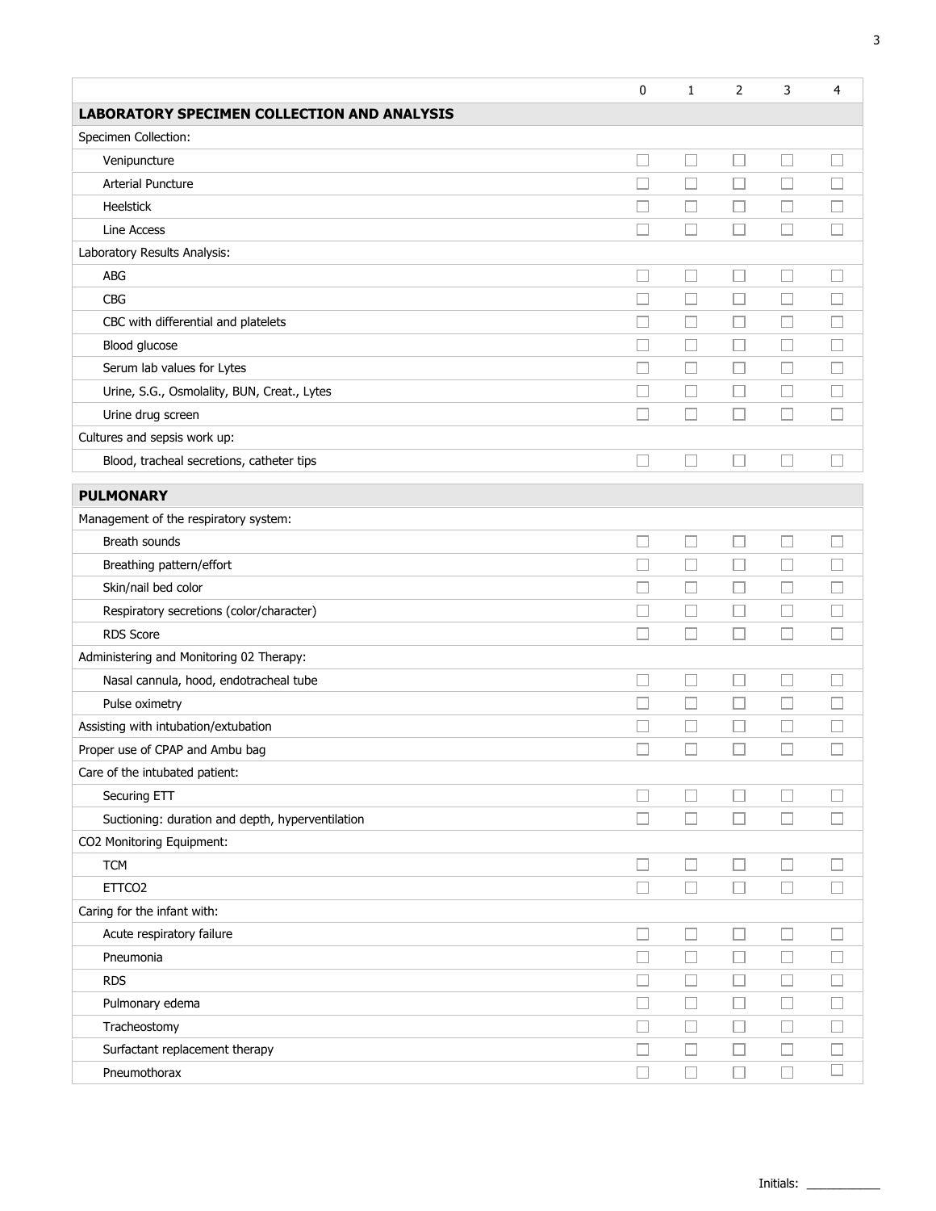| | 0 | 1 | 2 | 3 | 4 |
|---|---|---|---|---|---|
| **LABORATORY SPECIMEN COLLECTION AND ANALYSIS** | | | | | |
| Specimen Collection: | | | | | |
| Venipuncture | ☐ | ☐ | ☐ | ☐ | ☐ |
| Arterial Puncture | ☐ | ☐ | ☐ | ☐ | ☐ |
| Heelstick | ☐ | ☐ | ☐ | ☐ | ☐ |
| Line Access | ☐ | ☐ | ☐ | ☐ | ☐ |
| Laboratory Results Analysis: | | | | | |
| ABG | ☐ | ☐ | ☐ | ☐ | ☐ |
| CBG | ☐ | ☐ | ☐ | ☐ | ☐ |
| CBC with differential and platelets | ☐ | ☐ | ☐ | ☐ | ☐ |
| Blood glucose | ☐ | ☐ | ☐ | ☐ | ☐ |
| Serum lab values for Lytes | ☐ | ☐ | ☐ | ☐ | ☐ |
| Urine, S.G., Osmolality, BUN, Creat., Lytes | ☐ | ☐ | ☐ | ☐ | ☐ |
| Urine drug screen | ☐ | ☐ | ☐ | ☐ | ☐ |
| Cultures and sepsis work up: | | | | | |
| Blood, tracheal secretions, catheter tips | ☐ | ☐ | ☐ | ☐ | ☐ |

| | 0 | 1 | 2 | 3 | 4 |
|---|---|---|---|---|---|
| **PULMONARY** | | | | | |
| Management of the respiratory system: | | | | | |
| Breath sounds | ☐ | ☐ | ☐ | ☐ | ☐ |
| Breathing pattern/effort | ☐ | ☐ | ☐ | ☐ | ☐ |
| Skin/nail bed color | ☐ | ☐ | ☐ | ☐ | ☐ |
| Respiratory secretions (color/character) | ☐ | ☐ | ☐ | ☐ | ☐ |
| RDS Score | ☐ | ☐ | ☐ | ☐ | ☐ |
| Administering and Monitoring 02 Therapy: | | | | | |
| Nasal cannula, hood, endotracheal tube | ☐ | ☐ | ☐ | ☐ | ☐ |
| Pulse oximetry | ☐ | ☐ | ☐ | ☐ | ☐ |
| Assisting with intubation/extubation | ☐ | ☐ | ☐ | ☐ | ☐ |
| Proper use of CPAP and Ambu bag | ☐ | ☐ | ☐ | ☐ | ☐ |
| Care of the intubated patient: | | | | | |
| Securing ETT | ☐ | ☐ | ☐ | ☐ | ☐ |
| Suctioning: duration and depth, hyperventilation | ☐ | ☐ | ☐ | ☐ | ☐ |
| CO2 Monitoring Equipment: | | | | | |
| TCM | ☐ | ☐ | ☐ | ☐ | ☐ |
| ETTCO2 | ☐ | ☐ | ☐ | ☐ | ☐ |
| Caring for the infant with: | | | | | |
| Acute respiratory failure | ☐ | ☐ | ☐ | ☐ | ☐ |
| Pneumonia | ☐ | ☐ | ☐ | ☐ | ☐ |
| RDS | ☐ | ☐ | ☐ | ☐ | ☐ |
| Pulmonary edema | ☐ | ☐ | ☐ | ☐ | ☐ |
| Tracheostomy | ☐ | ☐ | ☐ | ☐ | ☐ |
| Surfactant replacement therapy | ☐ | ☐ | ☐ | ☐ | ☐ |
| Pneumothorax | ☐ | ☐ | ☐ | ☐ | ☐ |

Initials: ___________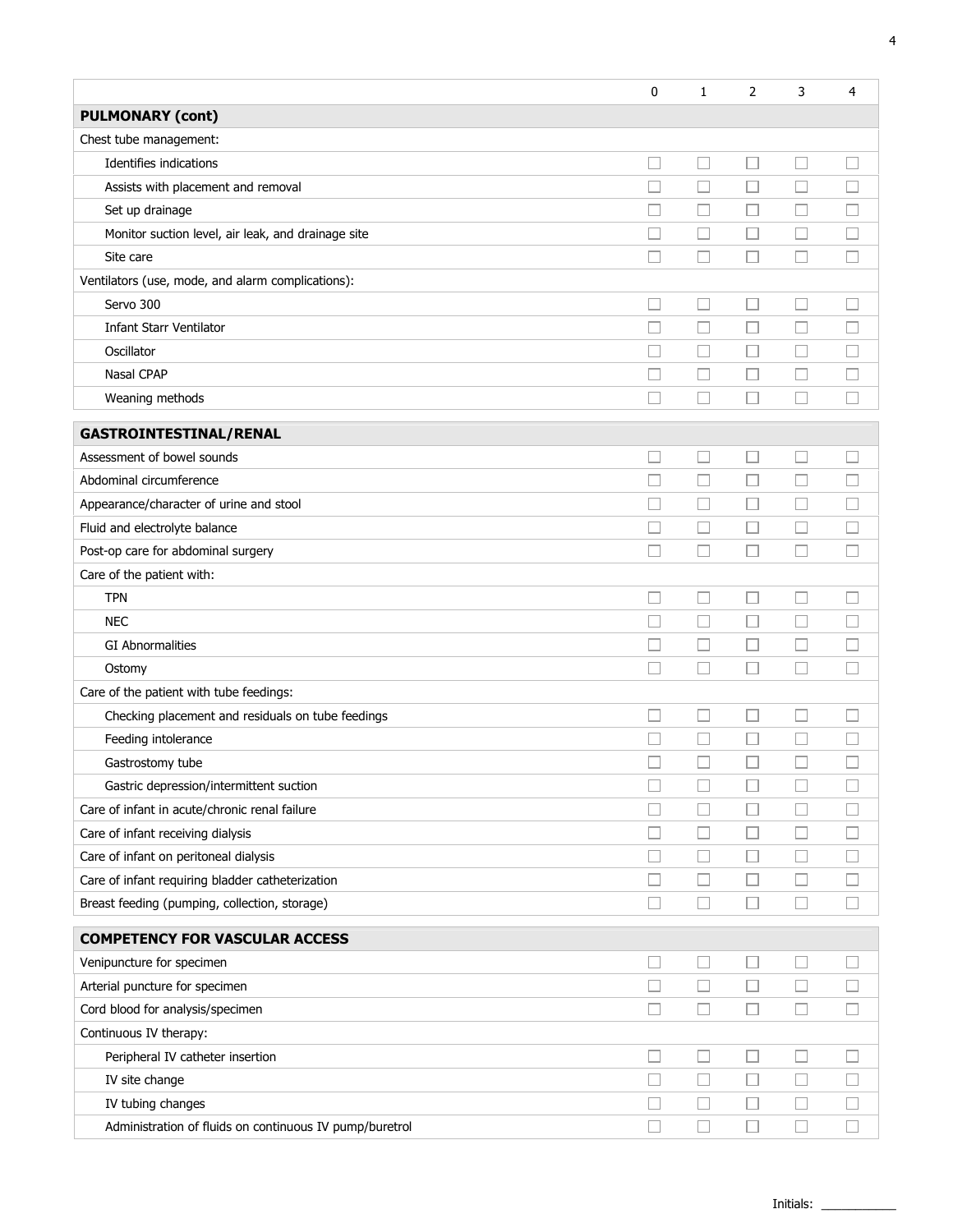| | 0 | 1 | 2 | 3 | 4 |
|---|---|---|---|---|---|
| **PULMONARY (cont)** | | | | | |
| Chest tube management: | | | | | |
| Identifies indications | ☐ | ☐ | ☐ | ☐ | ☐ |
| Assists with placement and removal | ☐ | ☐ | ☐ | ☐ | ☐ |
| Set up drainage | ☐ | ☐ | ☐ | ☐ | ☐ |
| Monitor suction level, air leak, and drainage site | ☐ | ☐ | ☐ | ☐ | ☐ |
| Site care | ☐ | ☐ | ☐ | ☐ | ☐ |
| Ventilators (use, mode, and alarm complications): | | | | | |
| Servo 300 | ☐ | ☐ | ☐ | ☐ | ☐ |
| Infant Starr Ventilator | ☐ | ☐ | ☐ | ☐ | ☐ |
| Oscillator | ☐ | ☐ | ☐ | ☐ | ☐ |
| Nasal CPAP | ☐ | ☐ | ☐ | ☐ | ☐ |
| Weaning methods | ☐ | ☐ | ☐ | ☐ | ☐ |

| | | | | | |
|---|---|---|---|---|---|
| **GASTROINTESTINAL/RENAL** | | | | | |
| Assessment of bowel sounds | ☐ | ☐ | ☐ | ☐ | ☐ |
| Abdominal circumference | ☐ | ☐ | ☐ | ☐ | ☐ |
| Appearance/character of urine and stool | ☐ | ☐ | ☐ | ☐ | ☐ |
| Fluid and electrolyte balance | ☐ | ☐ | ☐ | ☐ | ☐ |
| Post-op care for abdominal surgery | ☐ | ☐ | ☐ | ☐ | ☐ |
| Care of the patient with: | | | | | |
| TPN | ☐ | ☐ | ☐ | ☐ | ☐ |
| NEC | ☐ | ☐ | ☐ | ☐ | ☐ |
| GI Abnormalities | ☐ | ☐ | ☐ | ☐ | ☐ |
| Ostomy | ☐ | ☐ | ☐ | ☐ | ☐ |
| Care of the patient with tube feedings: | | | | | |
| Checking placement and residuals on tube feedings | ☐ | ☐ | ☐ | ☐ | ☐ |
| Feeding intolerance | ☐ | ☐ | ☐ | ☐ | ☐ |
| Gastrostomy tube | ☐ | ☐ | ☐ | ☐ | ☐ |
| Gastric depression/intermittent suction | ☐ | ☐ | ☐ | ☐ | ☐ |
| Care of infant in acute/chronic renal failure | ☐ | ☐ | ☐ | ☐ | ☐ |
| Care of infant receiving dialysis | ☐ | ☐ | ☐ | ☐ | ☐ |
| Care of infant on peritoneal dialysis | ☐ | ☐ | ☐ | ☐ | ☐ |
| Care of infant requiring bladder catheterization | ☐ | ☐ | ☐ | ☐ | ☐ |
| Breast feeding (pumping, collection, storage) | ☐ | ☐ | ☐ | ☐ | ☐ |

| | | | | | |
|---|---|---|---|---|---|
| **COMPETENCY FOR VASCULAR ACCESS** | | | | | |
| Venipuncture for specimen | ☐ | ☐ | ☐ | ☐ | ☐ |
| Arterial puncture for specimen | ☐ | ☐ | ☐ | ☐ | ☐ |
| Cord blood for analysis/specimen | ☐ | ☐ | ☐ | ☐ | ☐ |
| Continuous IV therapy: | | | | | |
| Peripheral IV catheter insertion | ☐ | ☐ | ☐ | ☐ | ☐ |
| IV site change | ☐ | ☐ | ☐ | ☐ | ☐ |
| IV tubing changes | ☐ | ☐ | ☐ | ☐ | ☐ |
| Administration of fluids on continuous IV pump/buretrol | ☐ | ☐ | ☐ | ☐ | ☐ |

Initials: ___________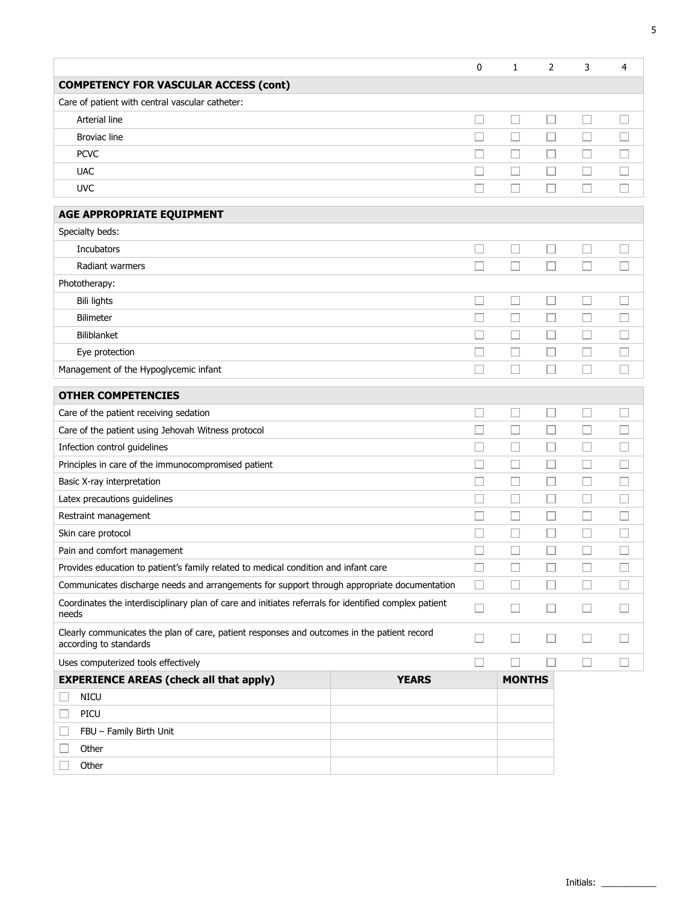| | 0 | 1 | 2 | 3 | 4 |
|---|---|---|---|---|---|
| **COMPETENCY FOR VASCULAR ACCESS (cont)** | | | | | |
| Care of patient with central vascular catheter: | | | | | |
| Arterial line | ☐ | ☐ | ☐ | ☐ | ☐ |
| Broviac line | ☐ | ☐ | ☐ | ☐ | ☐ |
| PCVC | ☐ | ☐ | ☐ | ☐ | ☐ |
| UAC | ☐ | ☐ | ☐ | ☐ | ☐ |
| UVC | ☐ | ☐ | ☐ | ☐ | ☐ |

| | | | | | |
|---|---|---|---|---|---|
| **AGE APPROPRIATE EQUIPMENT** | | | | | |
| Specialty beds: | | | | | |
| Incubators | ☐ | ☐ | ☐ | ☐ | ☐ |
| Radiant warmers | ☐ | ☐ | ☐ | ☐ | ☐ |
| Phototherapy: | | | | | |
| Bili lights | ☐ | ☐ | ☐ | ☐ | ☐ |
| Bilimeter | ☐ | ☐ | ☐ | ☐ | ☐ |
| Biliblanket | ☐ | ☐ | ☐ | ☐ | ☐ |
| Eye protection | ☐ | ☐ | ☐ | ☐ | ☐ |
| Management of the Hypoglycemic infant | ☐ | ☐ | ☐ | ☐ | ☐ |

| | | | | | |
|---|---|---|---|---|---|
| **OTHER COMPETENCIES** | | | | | |
| Care of the patient receiving sedation | ☐ | ☐ | ☐ | ☐ | ☐ |
| Care of the patient using Jehovah Witness protocol | ☐ | ☐ | ☐ | ☐ | ☐ |
| Infection control guidelines | ☐ | ☐ | ☐ | ☐ | ☐ |
| Principles in care of the immunocompromised patient | ☐ | ☐ | ☐ | ☐ | ☐ |
| Basic X-ray interpretation | ☐ | ☐ | ☐ | ☐ | ☐ |
| Latex precautions guidelines | ☐ | ☐ | ☐ | ☐ | ☐ |
| Restraint management | ☐ | ☐ | ☐ | ☐ | ☐ |
| Skin care protocol | ☐ | ☐ | ☐ | ☐ | ☐ |
| Pain and comfort management | ☐ | ☐ | ☐ | ☐ | ☐ |
| Provides education to patient's family related to medical condition and infant care | ☐ | ☐ | ☐ | ☐ | ☐ |
| Communicates discharge needs and arrangements for support through appropriate documentation | ☐ | ☐ | ☐ | ☐ | ☐ |
| Coordinates the interdisciplinary plan of care and initiates referrals for identified complex patient needs | ☐ | ☐ | ☐ | ☐ | ☐ |
| Clearly communicates the plan of care, patient responses and outcomes in the patient record according to standards | ☐ | ☐ | ☐ | ☐ | ☐ |
| Uses computerized tools effectively | ☐ | ☐ | ☐ | ☐ | ☐ |

| **EXPERIENCE AREAS (check all that apply)** | **YEARS** | **MONTHS** |
|---|---|---|
| ☐ NICU | | |
| ☐ PICU | | |
| ☐ FBU – Family Birth Unit | | |
| ☐ Other | | |
| ☐ Other | | |

Initials: ___________